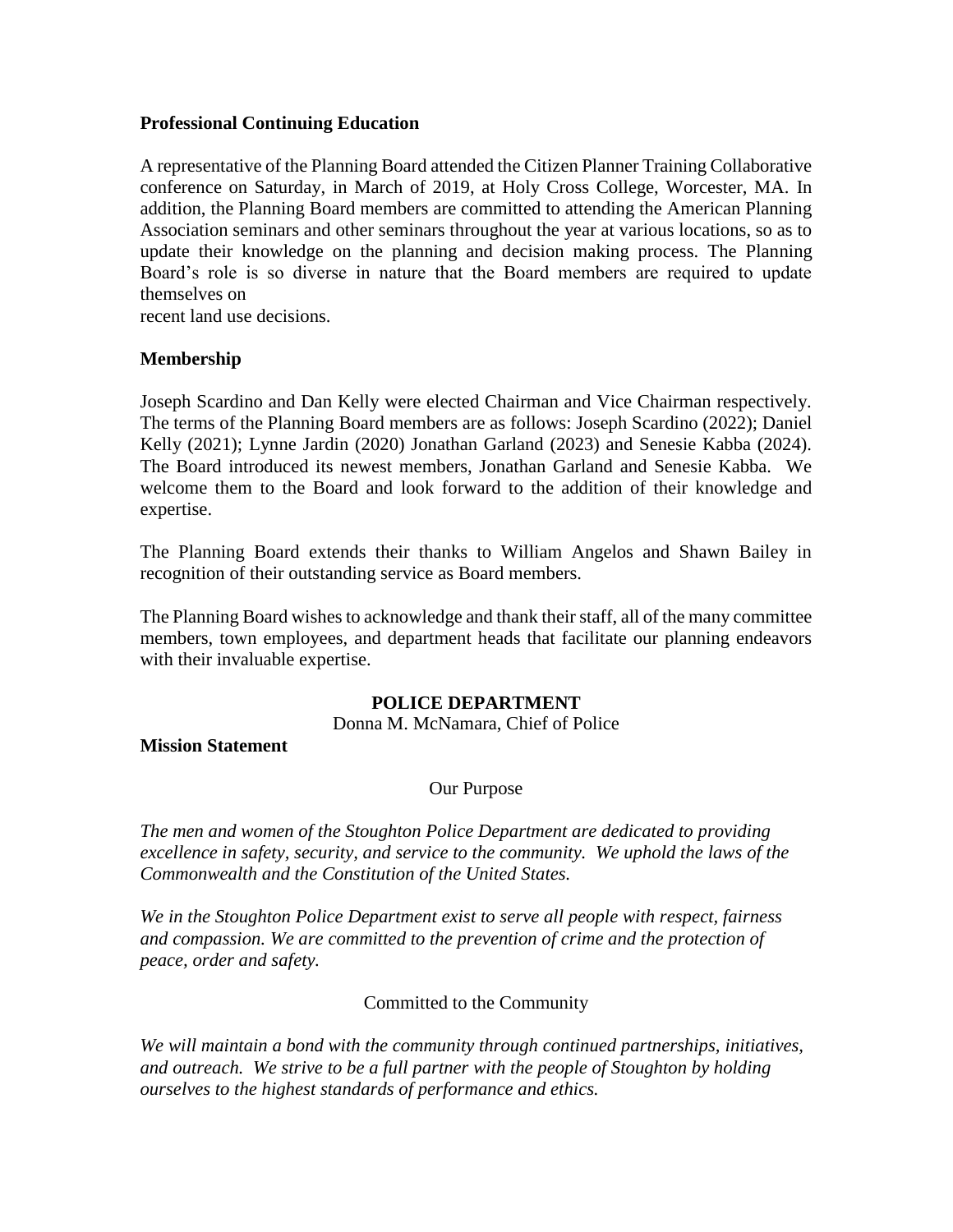**Professional Continuing Education**

A representative of the Planning Board attended the Citizen Planner Training Collaborative conference on Saturday, in March of 2019, at Holy Cross College, Worcester, MA. In addition, the Planning Board members are committed to attending the American Planning Association seminars and other seminars throughout the year at various locations, so as to update their knowledge on the planning and decision making process. The Planning Board's role is so diverse in nature that the Board members are required to update themselves on recent land use decisions.

**Membership**

Joseph Scardino and Dan Kelly were elected Chairman and Vice Chairman respectively. The terms of the Planning Board members are as follows: Joseph Scardino (2022); Daniel Kelly (2021); Lynne Jardin (2020) Jonathan Garland (2023) and Senesie Kabba (2024). The Board introduced its newest members, Jonathan Garland and Senesie Kabba. We welcome them to the Board and look forward to the addition of their knowledge and expertise.

The Planning Board extends their thanks to William Angelos and Shawn Bailey in recognition of their outstanding service as Board members.

The Planning Board wishes to acknowledge and thank their staff, all of the many committee members, town employees, and department heads that facilitate our planning endeavors with their invaluable expertise.

## POLICE DEPARTMENT

Donna M. McNamara, Chief of Police

**Mission Statement**

Our Purpose

*The men and women of the Stoughton Police Department are dedicated to providing excellence in safety, security, and service to the community. We uphold the laws of the Commonwealth and the Constitution of the United States.*

*We in the Stoughton Police Department exist to serve all people with respect, fairness and compassion. We are committed to the prevention of crime and the protection of peace, order and safety.*

Committed to the Community

*We will maintain a bond with the community through continued partnerships, initiatives, and outreach. We strive to be a full partner with the people of Stoughton by holding ourselves to the highest standards of performance and ethics.*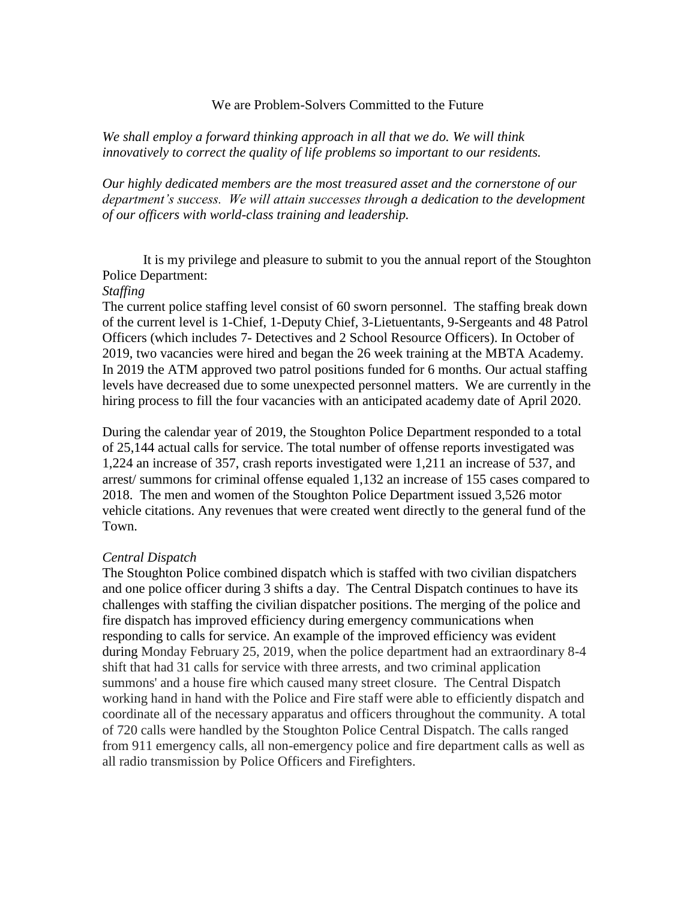We are Problem-Solvers Committed to the Future

*We shall employ a forward thinking approach in all that we do. We will think innovatively to correct the quality of life problems so important to our residents.*

*Our highly dedicated members are the most treasured asset and the cornerstone of our department's success. We will attain successes through a dedication to the development of our officers with world-class training and leadership.*

It is my privilege and pleasure to submit to you the annual report of the Stoughton Police Department:

*Staffing*

The current police staffing level consist of 60 sworn personnel. The staffing break down of the current level is 1-Chief, 1-Deputy Chief, 3-Lietuentants, 9-Sergeants and 48 Patrol Officers (which includes 7- Detectives and 2 School Resource Officers). In October of 2019, two vacancies were hired and began the 26 week training at the MBTA Academy. In 2019 the ATM approved two patrol positions funded for 6 months. Our actual staffing levels have decreased due to some unexpected personnel matters. We are currently in the hiring process to fill the four vacancies with an anticipated academy date of April 2020.

During the calendar year of 2019, the Stoughton Police Department responded to a total of 25,144 actual calls for service. The total number of offense reports investigated was 1,224 an increase of 357, crash reports investigated were 1,211 an increase of 537, and arrest/ summons for criminal offense equaled 1,132 an increase of 155 cases compared to 2018. The men and women of the Stoughton Police Department issued 3,526 motor vehicle citations. Any revenues that were created went directly to the general fund of the Town.

*Central Dispatch*

The Stoughton Police combined dispatch which is staffed with two civilian dispatchers and one police officer during 3 shifts a day. The Central Dispatch continues to have its challenges with staffing the civilian dispatcher positions. The merging of the police and fire dispatch has improved efficiency during emergency communications when responding to calls for service. An example of the improved efficiency was evident during Monday February 25, 2019, when the police department had an extraordinary 8-4 shift that had 31 calls for service with three arrests, and two criminal application summons' and a house fire which caused many street closure. The Central Dispatch working hand in hand with the Police and Fire staff were able to efficiently dispatch and coordinate all of the necessary apparatus and officers throughout the community. A total of 720 calls were handled by the Stoughton Police Central Dispatch. The calls ranged from 911 emergency calls, all non-emergency police and fire department calls as well as all radio transmission by Police Officers and Firefighters.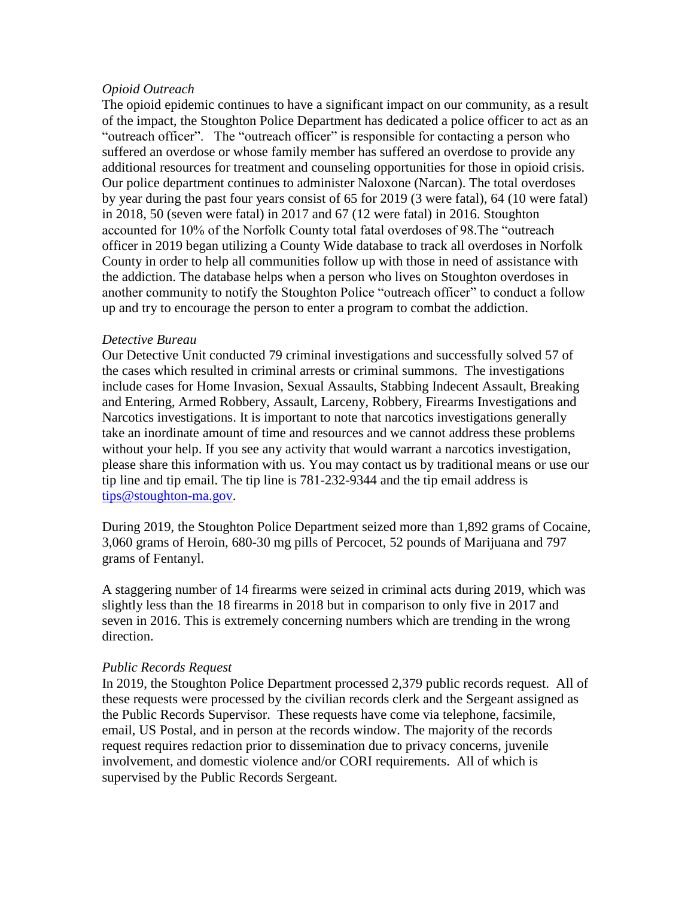*Opioid Outreach*

The opioid epidemic continues to have a significant impact on our community, as a result of the impact, the Stoughton Police Department has dedicated a police officer to act as an "outreach officer". The "outreach officer" is responsible for contacting a person who suffered an overdose or whose family member has suffered an overdose to provide any additional resources for treatment and counseling opportunities for those in opioid crisis. Our police department continues to administer Naloxone (Narcan). The total overdoses by year during the past four years consist of 65 for 2019 (3 were fatal), 64 (10 were fatal) in 2018, 50 (seven were fatal) in 2017 and 67 (12 were fatal) in 2016. Stoughton accounted for 10% of the Norfolk County total fatal overdoses of 98.The "outreach officer in 2019 began utilizing a County Wide database to track all overdoses in Norfolk County in order to help all communities follow up with those in need of assistance with the addiction. The database helps when a person who lives on Stoughton overdoses in another community to notify the Stoughton Police "outreach officer" to conduct a follow up and try to encourage the person to enter a program to combat the addiction.

*Detective Bureau*

Our Detective Unit conducted 79 criminal investigations and successfully solved 57 of the cases which resulted in criminal arrests or criminal summons. The investigations include cases for Home Invasion, Sexual Assaults, Stabbing Indecent Assault, Breaking and Entering, Armed Robbery, Assault, Larceny, Robbery, Firearms Investigations and Narcotics investigations. It is important to note that narcotics investigations generally take an inordinate amount of time and resources and we cannot address these problems without your help. If you see any activity that would warrant a narcotics investigation, please share this information with us. You may contact us by traditional means or use our tip line and tip email. The tip line is 781-232-9344 and the tip email address is [tips@stoughton-ma.gov](mailto:tips@stoughton-ma.gov).

During 2019, the Stoughton Police Department seized more than 1,892 grams of Cocaine, 3,060 grams of Heroin, 680-30 mg pills of Percocet, 52 pounds of Marijuana and 797 grams of Fentanyl.

A staggering number of 14 firearms were seized in criminal acts during 2019, which was slightly less than the 18 firearms in 2018 but in comparison to only five in 2017 and seven in 2016. This is extremely concerning numbers which are trending in the wrong direction.

*Public Records Request*

In 2019, the Stoughton Police Department processed 2,379 public records request. All of these requests were processed by the civilian records clerk and the Sergeant assigned as the Public Records Supervisor. These requests have come via telephone, facsimile, email, US Postal, and in person at the records window. The majority of the records request requires redaction prior to dissemination due to privacy concerns, juvenile involvement, and domestic violence and/or CORI requirements. All of which is supervised by the Public Records Sergeant.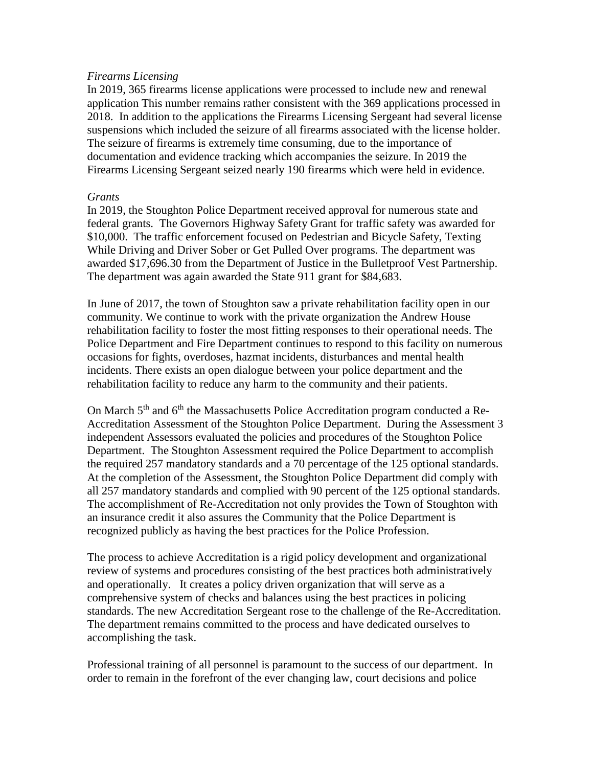*Firearms Licensing*

In 2019, 365 firearms license applications were processed to include new and renewal application This number remains rather consistent with the 369 applications processed in 2018. In addition to the applications the Firearms Licensing Sergeant had several license suspensions which included the seizure of all firearms associated with the license holder. The seizure of firearms is extremely time consuming, due to the importance of documentation and evidence tracking which accompanies the seizure. In 2019 the Firearms Licensing Sergeant seized nearly 190 firearms which were held in evidence.

*Grants*

In 2019, the Stoughton Police Department received approval for numerous state and federal grants. The Governors Highway Safety Grant for traffic safety was awarded for $10,000. The traffic enforcement focused on Pedestrian and Bicycle Safety, Texting While Driving and Driver Sober or Get Pulled Over programs. The department was awarded $17,696.30 from the Department of Justice in the Bulletproof Vest Partnership. The department was again awarded the State 911 grant for $84,683.

In June of 2017, the town of Stoughton saw a private rehabilitation facility open in our community. We continue to work with the private organization the Andrew House rehabilitation facility to foster the most fitting responses to their operational needs. The Police Department and Fire Department continues to respond to this facility on numerous occasions for fights, overdoses, hazmat incidents, disturbances and mental health incidents. There exists an open dialogue between your police department and the rehabilitation facility to reduce any harm to the community and their patients.

On March 5th and 6th the Massachusetts Police Accreditation program conducted a Re-Accreditation Assessment of the Stoughton Police Department. During the Assessment 3 independent Assessors evaluated the policies and procedures of the Stoughton Police Department. The Stoughton Assessment required the Police Department to accomplish the required 257 mandatory standards and a 70 percentage of the 125 optional standards. At the completion of the Assessment, the Stoughton Police Department did comply with all 257 mandatory standards and complied with 90 percent of the 125 optional standards. The accomplishment of Re-Accreditation not only provides the Town of Stoughton with an insurance credit it also assures the Community that the Police Department is recognized publicly as having the best practices for the Police Profession.

The process to achieve Accreditation is a rigid policy development and organizational review of systems and procedures consisting of the best practices both administratively and operationally. It creates a policy driven organization that will serve as a comprehensive system of checks and balances using the best practices in policing standards. The new Accreditation Sergeant rose to the challenge of the Re-Accreditation. The department remains committed to the process and have dedicated ourselves to accomplishing the task.

Professional training of all personnel is paramount to the success of our department. In order to remain in the forefront of the ever changing law, court decisions and police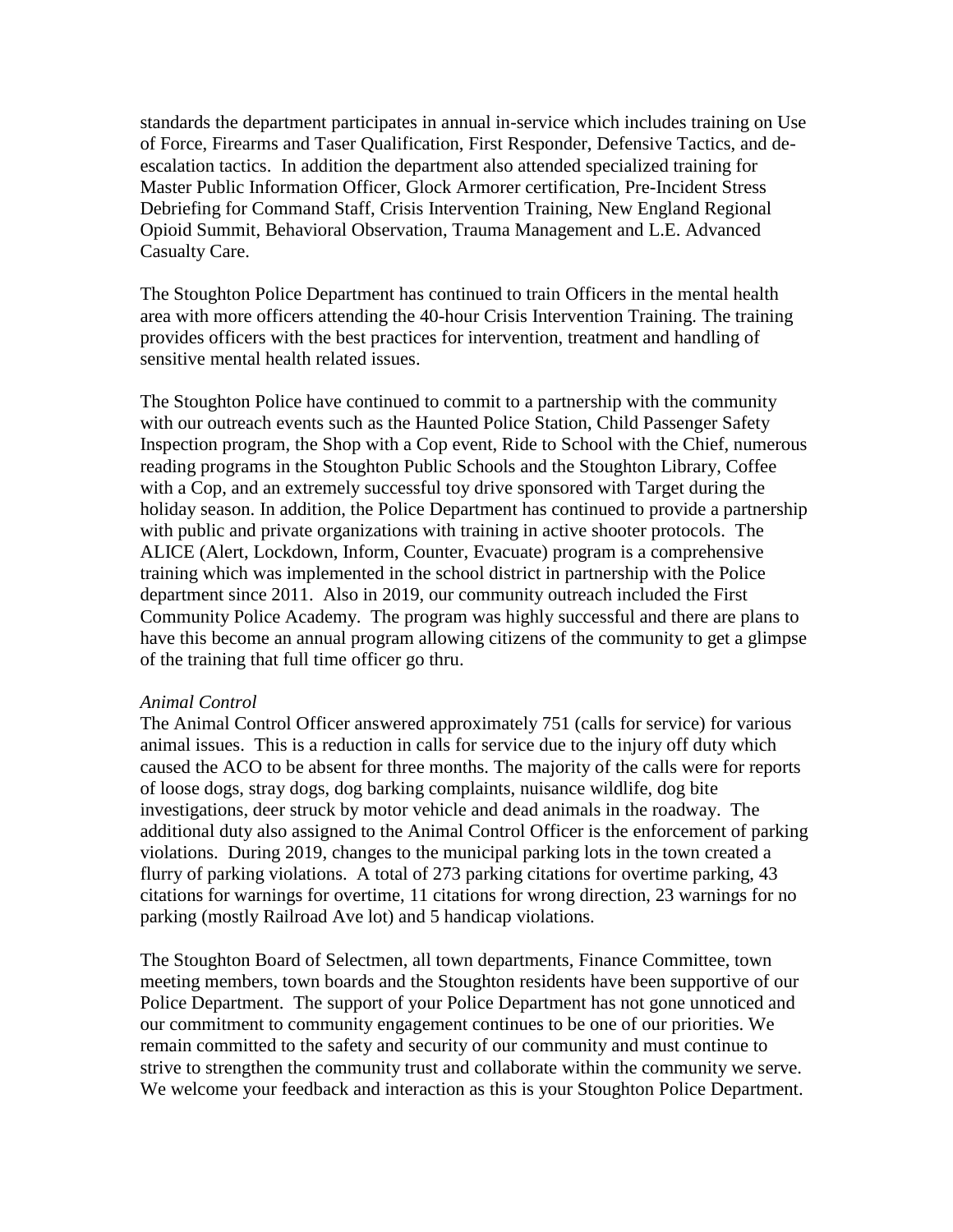standards the department participates in annual in-service which includes training on Use of Force, Firearms and Taser Qualification, First Responder, Defensive Tactics, and de-escalation tactics. In addition the department also attended specialized training for Master Public Information Officer, Glock Armorer certification, Pre-Incident Stress Debriefing for Command Staff, Crisis Intervention Training, New England Regional Opioid Summit, Behavioral Observation, Trauma Management and L.E. Advanced Casualty Care.

The Stoughton Police Department has continued to train Officers in the mental health area with more officers attending the 40-hour Crisis Intervention Training. The training provides officers with the best practices for intervention, treatment and handling of sensitive mental health related issues.

The Stoughton Police have continued to commit to a partnership with the community with our outreach events such as the Haunted Police Station, Child Passenger Safety Inspection program, the Shop with a Cop event, Ride to School with the Chief, numerous reading programs in the Stoughton Public Schools and the Stoughton Library, Coffee with a Cop, and an extremely successful toy drive sponsored with Target during the holiday season. In addition, the Police Department has continued to provide a partnership with public and private organizations with training in active shooter protocols. The ALICE (Alert, Lockdown, Inform, Counter, Evacuate) program is a comprehensive training which was implemented in the school district in partnership with the Police department since 2011. Also in 2019, our community outreach included the First Community Police Academy. The program was highly successful and there are plans to have this become an annual program allowing citizens of the community to get a glimpse of the training that full time officer go thru.

*Animal Control*

The Animal Control Officer answered approximately 751 (calls for service) for various animal issues. This is a reduction in calls for service due to the injury off duty which caused the ACO to be absent for three months. The majority of the calls were for reports of loose dogs, stray dogs, dog barking complaints, nuisance wildlife, dog bite investigations, deer struck by motor vehicle and dead animals in the roadway. The additional duty also assigned to the Animal Control Officer is the enforcement of parking violations. During 2019, changes to the municipal parking lots in the town created a flurry of parking violations. A total of 273 parking citations for overtime parking, 43 citations for warnings for overtime, 11 citations for wrong direction, 23 warnings for no parking (mostly Railroad Ave lot) and 5 handicap violations.

The Stoughton Board of Selectmen, all town departments, Finance Committee, town meeting members, town boards and the Stoughton residents have been supportive of our Police Department. The support of your Police Department has not gone unnoticed and our commitment to community engagement continues to be one of our priorities. We remain committed to the safety and security of our community and must continue to strive to strengthen the community trust and collaborate within the community we serve. We welcome your feedback and interaction as this is your Stoughton Police Department.